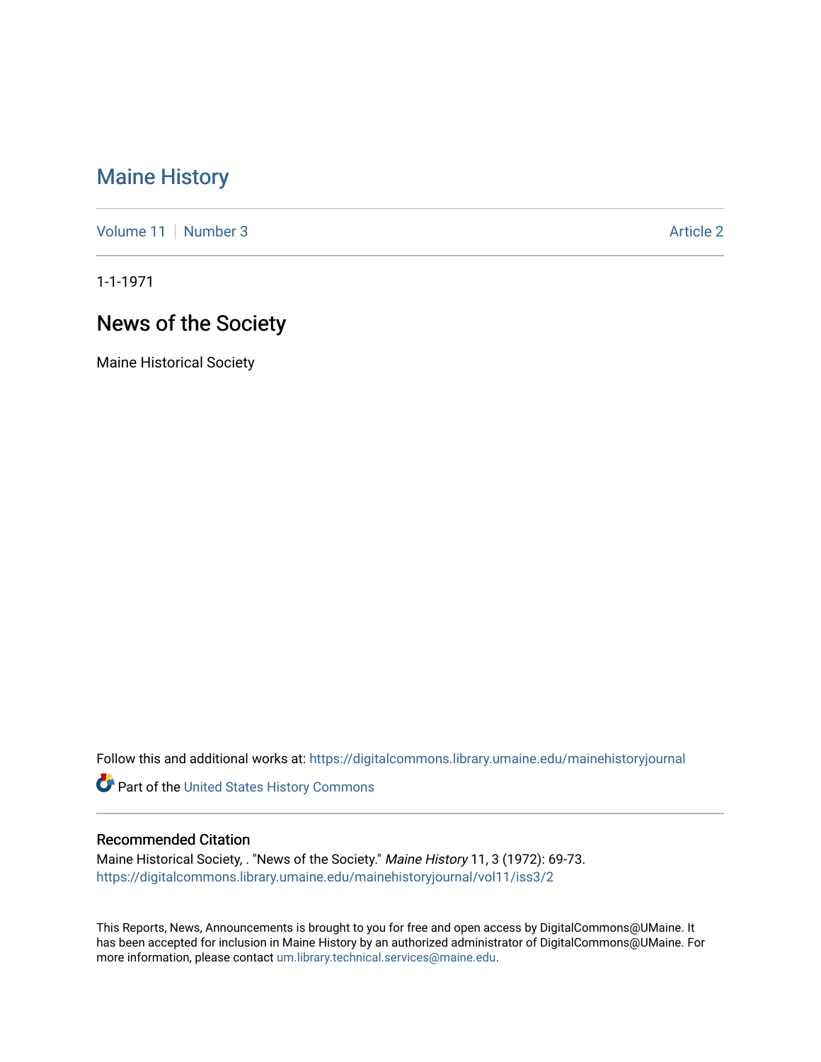# Maine History

Volume 11 | Number 3 | Article 2

1-1-1971

## News of the Society

Maine Historical Society

Follow this and additional works at: https://digitalcommons.library.umaine.edu/mainehistoryjournal

Part of the United States History Commons

### Recommended Citation

Maine Historical Society, . "News of the Society." *Maine History* 11, 3 (1972): 69-73.
https://digitalcommons.library.umaine.edu/mainehistoryjournal/vol11/iss3/2

This Reports, News, Announcements is brought to you for free and open access by DigitalCommons@UMaine. It has been accepted for inclusion in Maine History by an authorized administrator of DigitalCommons@UMaine. For more information, please contact um.library.technical.services@maine.edu.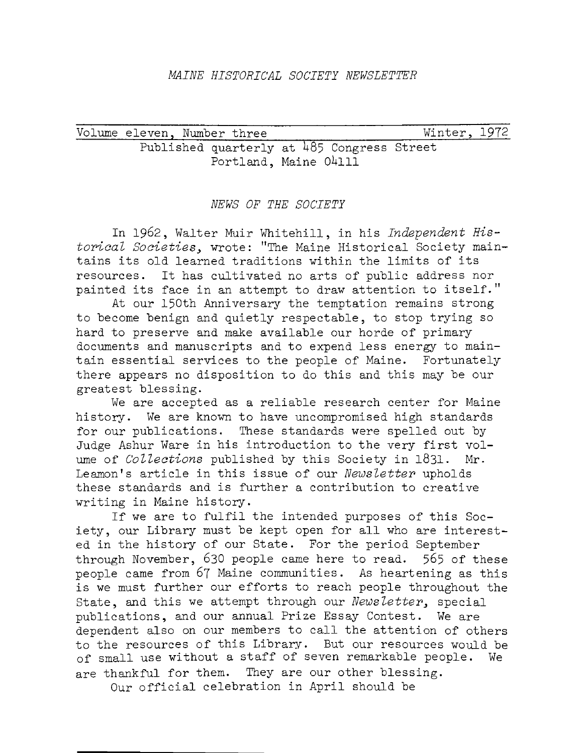*MAINE HISTORICAL SOCIETY NEWSLETTER*

Volume eleven, Number three — Winter, 1972

Published quarterly at 485 Congress Street
Portland, Maine 04111

## *NEWS OF THE SOCIETY*

In 1962, Walter Muir Whitehill, in his *Independent Historical Societies*, wrote: "The Maine Historical Society maintains its old learned traditions within the limits of its resources. It has cultivated no arts of public address nor painted its face in an attempt to draw attention to itself."

At our 150th Anniversary the temptation remains strong to become benign and quietly respectable, to stop trying so hard to preserve and make available our horde of primary documents and manuscripts and to expend less energy to maintain essential services to the people of Maine. Fortunately there appears no disposition to do this and this may be our greatest blessing.

We are accepted as a reliable research center for Maine history. We are known to have uncompromised high standards for our publications. These standards were spelled out by Judge Ashur Ware in his introduction to the very first volume of *Collections* published by this Society in 1831. Mr. Leamon's article in this issue of our *Newsletter* upholds these standards and is further a contribution to creative writing in Maine history.

If we are to fulfil the intended purposes of this Society, our Library must be kept open for all who are interested in the history of our State. For the period September through November, 630 people came here to read. 565 of these people came from 67 Maine communities. As heartening as this is we must further our efforts to reach people throughout the State, and this we attempt through our *Newsletter*, special publications, and our annual Prize Essay Contest. We are dependent also on our members to call the attention of others to the resources of this Library. But our resources would be of small use without a staff of seven remarkable people. We are thankful for them. They are our other blessing.

Our official celebration in April should be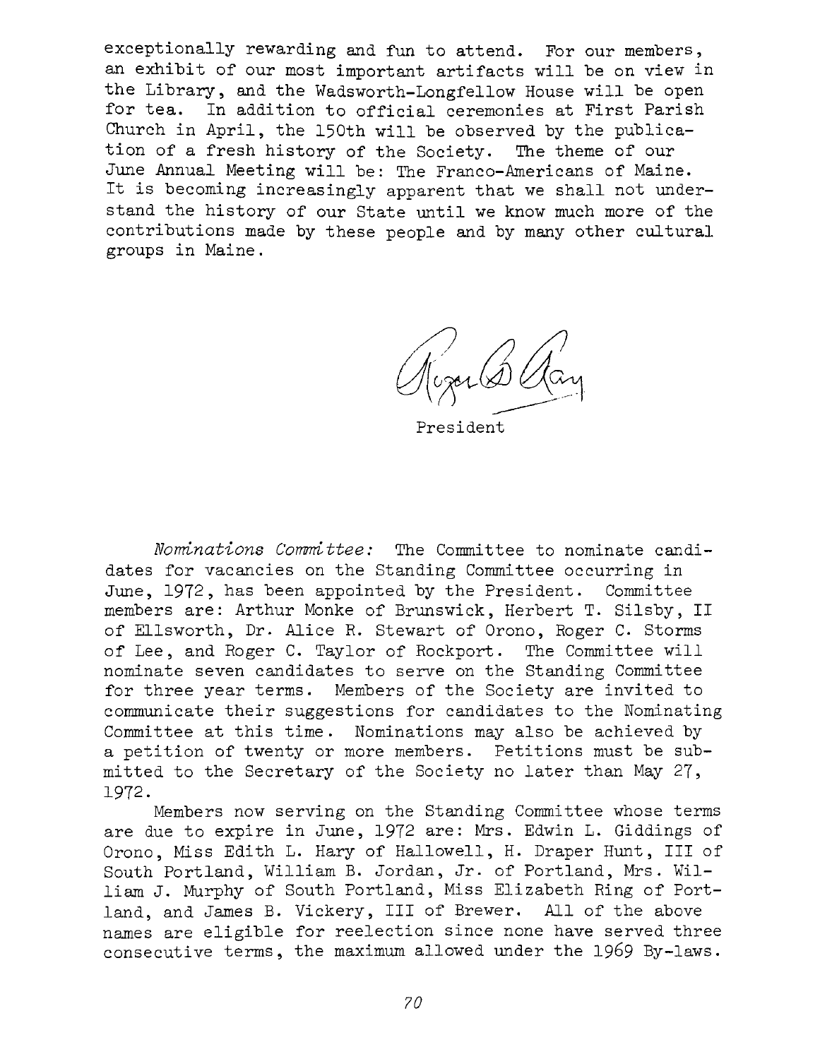exceptionally rewarding and fun to attend. For our members, an exhibit of our most important artifacts will be on view in the Library, and the Wadsworth-Longfellow House will be open for tea. In addition to official ceremonies at First Parish Church in April, the 150th will be observed by the publication of a fresh history of the Society. The theme of our June Annual Meeting will be: The Franco-Americans of Maine. It is becoming increasingly apparent that we shall not understand the history of our State until we know much more of the contributions made by these people and by many other cultural groups in Maine.

Roger B. Ray

President

*Nominations Committee:* The Committee to nominate candidates for vacancies on the Standing Committee occurring in June, 1972, has been appointed by the President. Committee members are: Arthur Monke of Brunswick, Herbert T. Silsby, II of Ellsworth, Dr. Alice R. Stewart of Orono, Roger C. Storms of Lee, and Roger C. Taylor of Rockport. The Committee will nominate seven candidates to serve on the Standing Committee for three year terms. Members of the Society are invited to communicate their suggestions for candidates to the Nominating Committee at this time. Nominations may also be achieved by a petition of twenty or more members. Petitions must be submitted to the Secretary of the Society no later than May 27, 1972.

Members now serving on the Standing Committee whose terms are due to expire in June, 1972 are: Mrs. Edwin L. Giddings of Orono, Miss Edith L. Hary of Hallowell, H. Draper Hunt, III of South Portland, William B. Jordan, Jr. of Portland, Mrs. William J. Murphy of South Portland, Miss Elizabeth Ring of Portland, and James B. Vickery, III of Brewer. All of the above names are eligible for reelection since none have served three consecutive terms, the maximum allowed under the 1969 By-laws.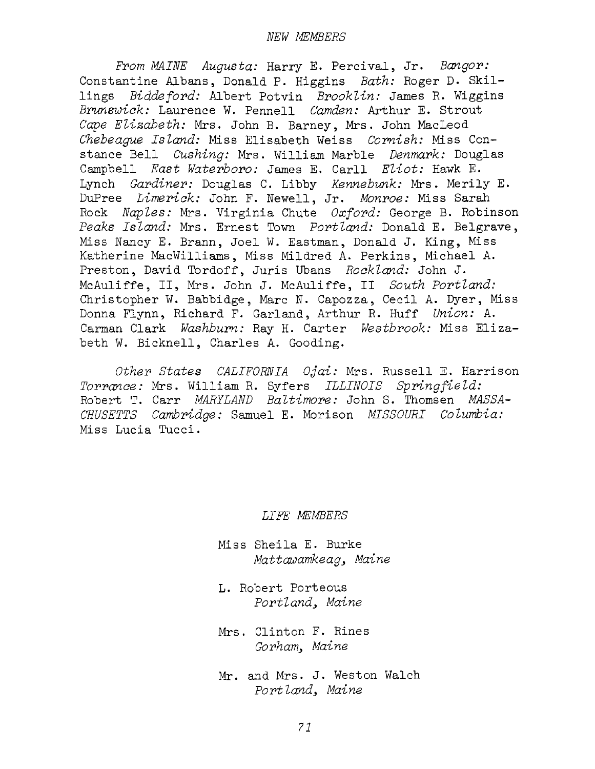## NEW MEMBERS

*From MAINE* *Augusta:* Harry E. Percival, Jr. *Bangor:* Constantine Albans, Donald P. Higgins *Bath:* Roger D. Skillings *Biddeford:* Albert Potvin *Brooklin:* James R. Wiggins *Brunswick:* Laurence W. Pennell *Camden:* Arthur E. Strout *Cape Elizabeth:* Mrs. John B. Barney, Mrs. John MacLeod *Chebeague Island:* Miss Elisabeth Weiss *Cornish:* Miss Constance Bell *Cushing:* Mrs. William Marble *Denmark:* Douglas Campbell *East Waterboro:* James E. Carll *Eliot:* Hawk E. Lynch *Gardiner:* Douglas C. Libby *Kennebunk:* Mrs. Merily E. DuPree *Limerick:* John F. Newell, Jr. *Monroe:* Miss Sarah Rock *Naples:* Mrs. Virginia Chute *Oxford:* George B. Robinson *Peaks Island:* Mrs. Ernest Town *Portland:* Donald E. Belgrave, Miss Nancy E. Brann, Joel W. Eastman, Donald J. King, Miss Katherine MacWilliams, Miss Mildred A. Perkins, Michael A. Preston, David Tordoff, Juris Ubans *Rockland:* John J. McAuliffe, II, Mrs. John J. McAuliffe, II *South Portland:* Christopher W. Babbidge, Marc N. Capozza, Cecil A. Dyer, Miss Donna Flynn, Richard F. Garland, Arthur R. Huff *Union:* A. Carman Clark *Washburn:* Ray H. Carter *Westbrook:* Miss Elizabeth W. Bicknell, Charles A. Gooding.

*Other States* *CALIFORNIA* *Ojai:* Mrs. Russell E. Harrison *Torrance:* Mrs. William R. Syfers *ILLINOIS* *Springfield:* Robert T. Carr *MARYLAND* *Baltimore:* John S. Thomsen *MASSACHUSETTS* *Cambridge:* Samuel E. Morison *MISSOURI* *Columbia:* Miss Lucia Tucci.

## LIFE MEMBERS

Miss Sheila E. Burke
*Mattawamkeag, Maine*

L. Robert Porteous
*Portland, Maine*

Mrs. Clinton F. Rines
*Gorham, Maine*

Mr. and Mrs. J. Weston Walch
*Portland, Maine*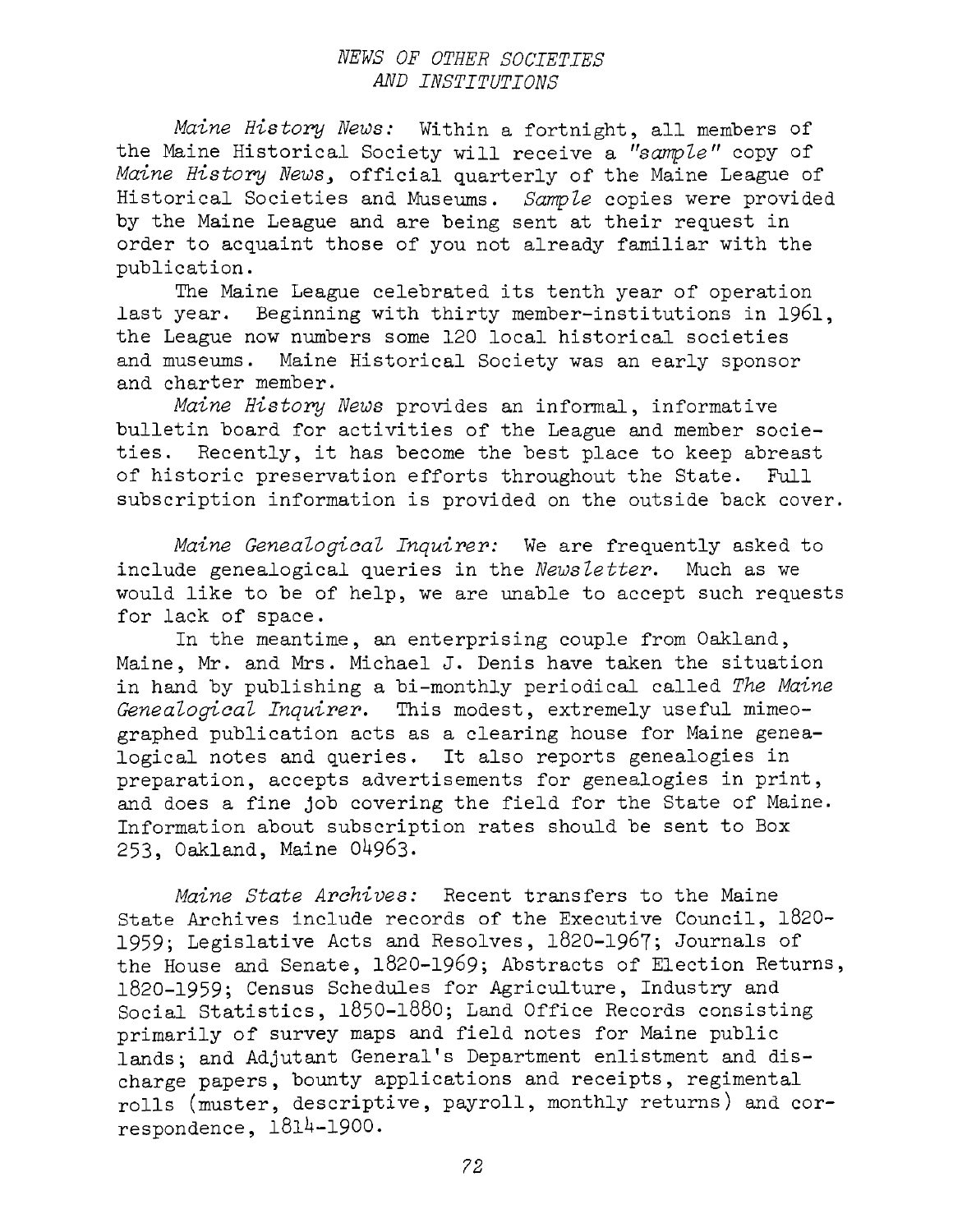## *NEWS OF OTHER SOCIETIES AND INSTITUTIONS*

*Maine History News:* Within a fortnight, all members of the Maine Historical Society will receive a *"sample"* copy of *Maine History News*, official quarterly of the Maine League of Historical Societies and Museums. *Sample* copies were provided by the Maine League and are being sent at their request in order to acquaint those of you not already familiar with the publication.

The Maine League celebrated its tenth year of operation last year. Beginning with thirty member-institutions in 1961, the League now numbers some 120 local historical societies and museums. Maine Historical Society was an early sponsor and charter member.

*Maine History News* provides an informal, informative bulletin board for activities of the League and member societies. Recently, it has become the best place to keep abreast of historic preservation efforts throughout the State. Full subscription information is provided on the outside back cover.

*Maine Genealogical Inquirer:* We are frequently asked to include genealogical queries in the *Newsletter*. Much as we would like to be of help, we are unable to accept such requests for lack of space.

In the meantime, an enterprising couple from Oakland, Maine, Mr. and Mrs. Michael J. Denis have taken the situation in hand by publishing a bi-monthly periodical called *The Maine Genealogical Inquirer*. This modest, extremely useful mimeographed publication acts as a clearing house for Maine genealogical notes and queries. It also reports genealogies in preparation, accepts advertisements for genealogies in print, and does a fine job covering the field for the State of Maine. Information about subscription rates should be sent to Box 253, Oakland, Maine 04963.

*Maine State Archives:* Recent transfers to the Maine State Archives include records of the Executive Council, 1820-1959; Legislative Acts and Resolves, 1820-1967; Journals of the House and Senate, 1820-1969; Abstracts of Election Returns, 1820-1959; Census Schedules for Agriculture, Industry and Social Statistics, 1850-1880; Land Office Records consisting primarily of survey maps and field notes for Maine public lands; and Adjutant General's Department enlistment and discharge papers, bounty applications and receipts, regimental rolls (muster, descriptive, payroll, monthly returns) and correspondence, 1814-1900.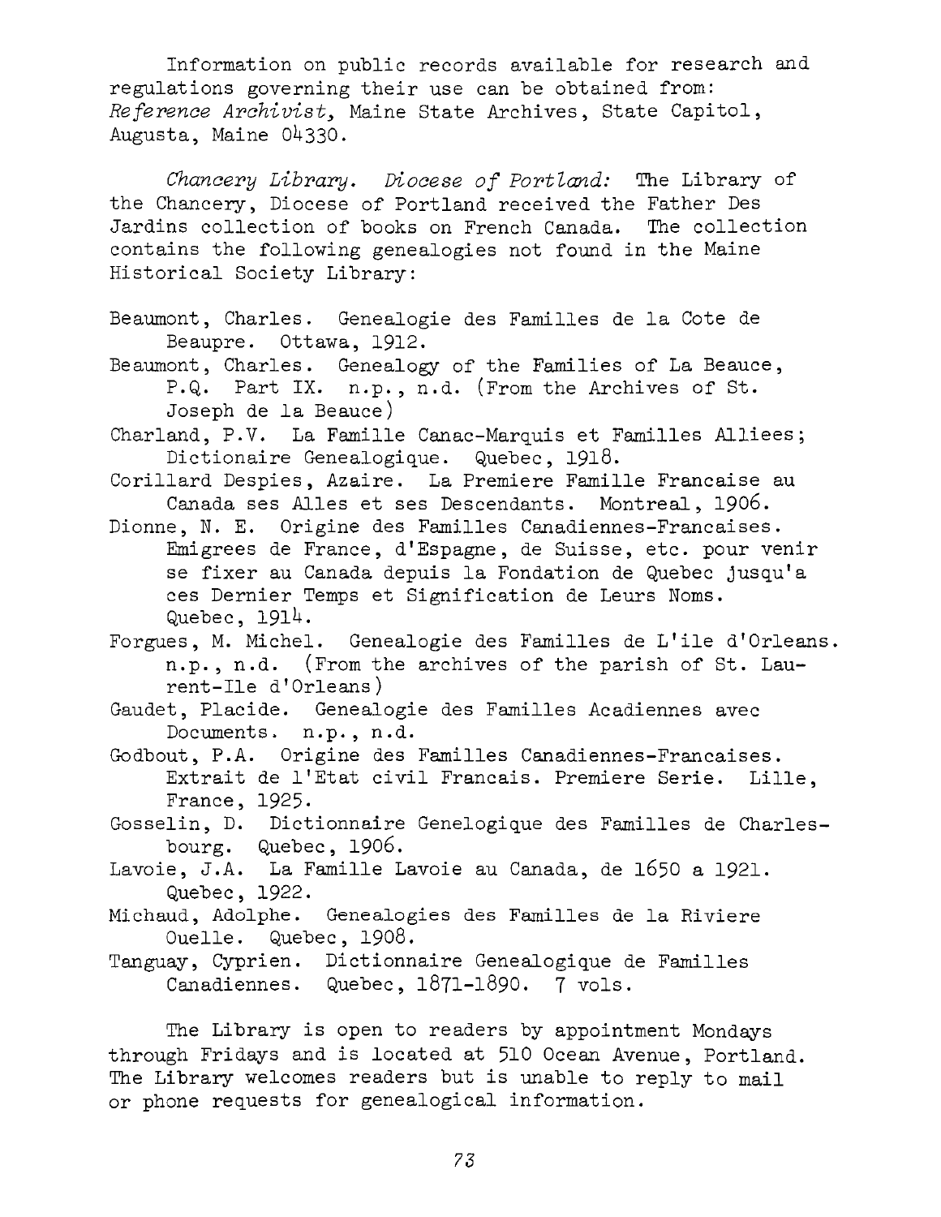Information on public records available for research and regulations governing their use can be obtained from: *Reference Archivist*, Maine State Archives, State Capitol, Augusta, Maine 04330.

*Chancery Library. Diocese of Portland:* The Library of the Chancery, Diocese of Portland received the Father Des Jardins collection of books on French Canada. The collection contains the following genealogies not found in the Maine Historical Society Library:

Beaumont, Charles. Genealogie des Familles de la Cote de Beaupre. Ottawa, 1912.

Beaumont, Charles. Genealogy of the Families of La Beauce, P.Q. Part IX. n.p., n.d. (From the Archives of St. Joseph de la Beauce)

Charland, P.V. La Famille Canac-Marquis et Familles Alliees; Dictionaire Genealogique. Quebec, 1918.

Corillard Despies, Azaire. La Premiere Famille Francaise au Canada ses Alles et ses Descendants. Montreal, 1906.

Dionne, N. E. Origine des Familles Canadiennes-Francaises. Emigrees de France, d'Espagne, de Suisse, etc. pour venir se fixer au Canada depuis la Fondation de Quebec jusqu'a ces Dernier Temps et Signification de Leurs Noms. Quebec, 1914.

Forgues, M. Michel. Genealogie des Familles de L'ile d'Orleans. n.p., n.d. (From the archives of the parish of St. Laurent-Ile d'Orleans)

Gaudet, Placide. Genealogie des Familles Acadiennes avec Documents. n.p., n.d.

Godbout, P.A. Origine des Familles Canadiennes-Francaises. Extrait de l'Etat civil Francais. Premiere Serie. Lille, France, 1925.

Gosselin, D. Dictionnaire Genelogique des Familles de Charlesbourg. Quebec, 1906.

Lavoie, J.A. La Famille Lavoie au Canada, de 1650 a 1921. Quebec, 1922.

Michaud, Adolphe. Genealogies des Familles de la Riviere Ouelle. Quebec, 1908.

Tanguay, Cyprien. Dictionnaire Genealogique de Familles Canadiennes. Quebec, 1871-1890. 7 vols.

The Library is open to readers by appointment Mondays through Fridays and is located at 510 Ocean Avenue, Portland. The Library welcomes readers but is unable to reply to mail or phone requests for genealogical information.